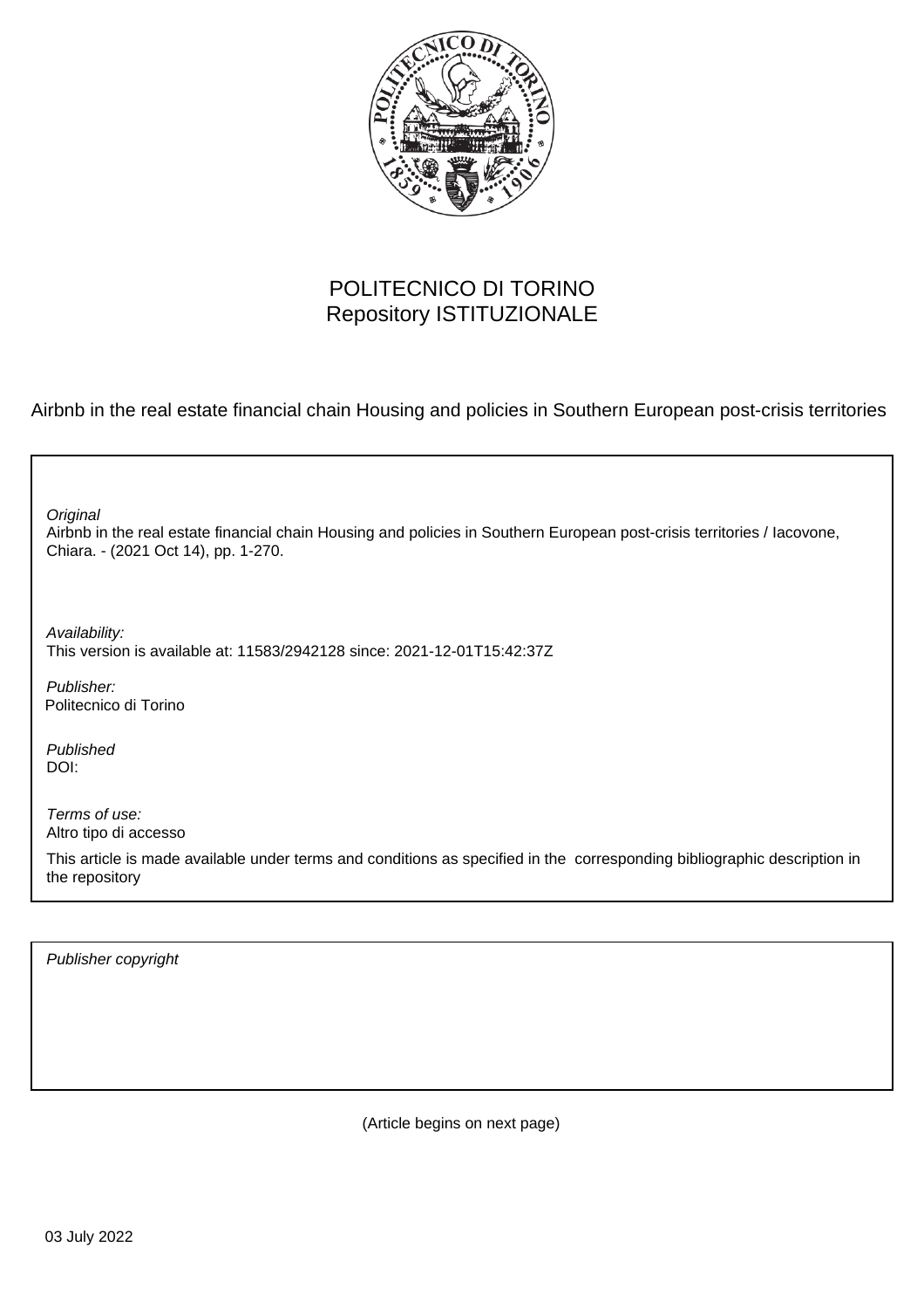POLITECNICO DI TORINO
Repository ISTITUZIONALE

Airbnb in the real estate financial chain Housing and policies in Southern European post-crisis territories

*Original*
Airbnb in the real estate financial chain Housing and policies in Southern European post-crisis territories / Iacovone, Chiara. - (2021 Oct 14), pp. 1-270.

*Availability:*
This version is available at: 11583/2942128 since: 2021-12-01T15:42:37Z

*Publisher:*
Politecnico di Torino

*Published*
DOI:

*Terms of use:*
Altro tipo di accesso

This article is made available under terms and conditions as specified in the corresponding bibliographic description in the repository

*Publisher copyright*

(Article begins on next page)

03 July 2022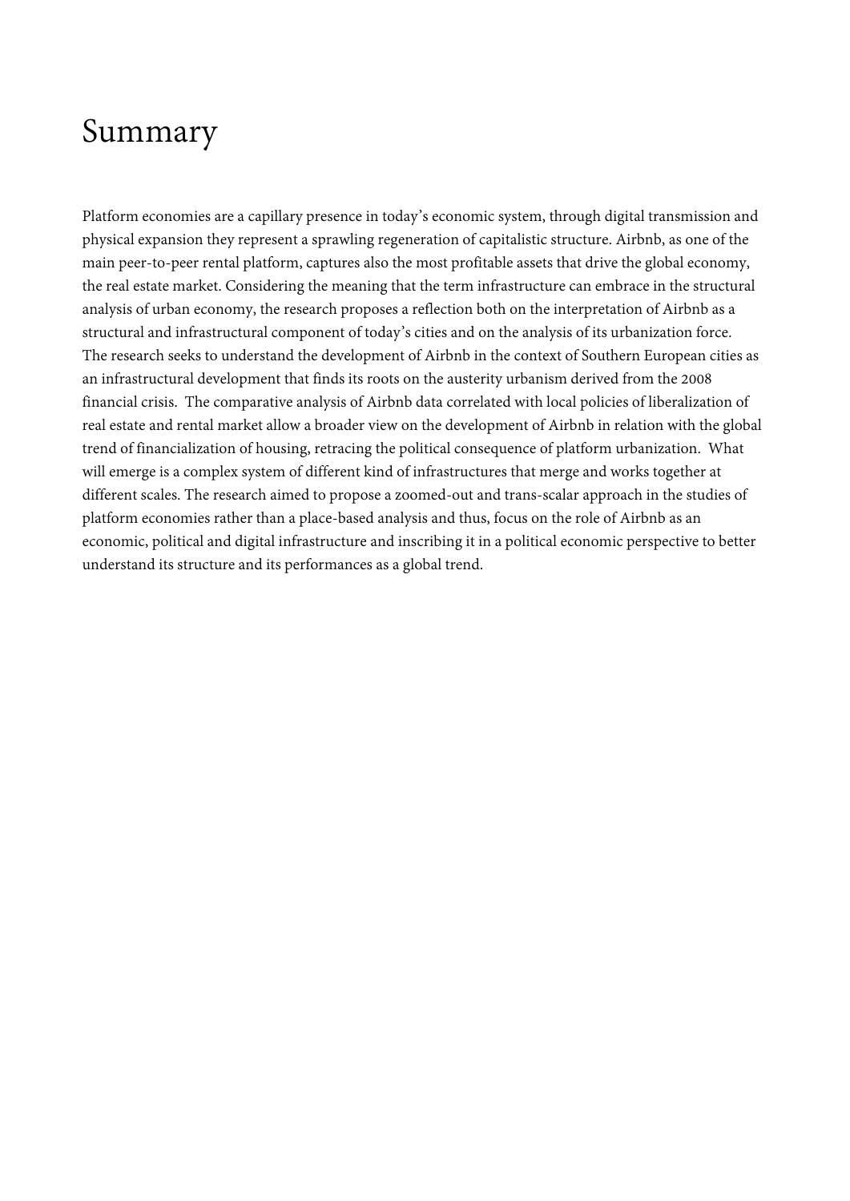# Summary

Platform economies are a capillary presence in today's economic system, through digital transmission and physical expansion they represent a sprawling regeneration of capitalistic structure. Airbnb, as one of the main peer-to-peer rental platform, captures also the most profitable assets that drive the global economy, the real estate market. Considering the meaning that the term infrastructure can embrace in the structural analysis of urban economy, the research proposes a reflection both on the interpretation of Airbnb as a structural and infrastructural component of today's cities and on the analysis of its urbanization force. The research seeks to understand the development of Airbnb in the context of Southern European cities as an infrastructural development that finds its roots on the austerity urbanism derived from the 2008 financial crisis. The comparative analysis of Airbnb data correlated with local policies of liberalization of real estate and rental market allow a broader view on the development of Airbnb in relation with the global trend of financialization of housing, retracing the political consequence of platform urbanization. What will emerge is a complex system of different kind of infrastructures that merge and works together at different scales. The research aimed to propose a zoomed-out and trans-scalar approach in the studies of platform economies rather than a place-based analysis and thus, focus on the role of Airbnb as an economic, political and digital infrastructure and inscribing it in a political economic perspective to better understand its structure and its performances as a global trend.